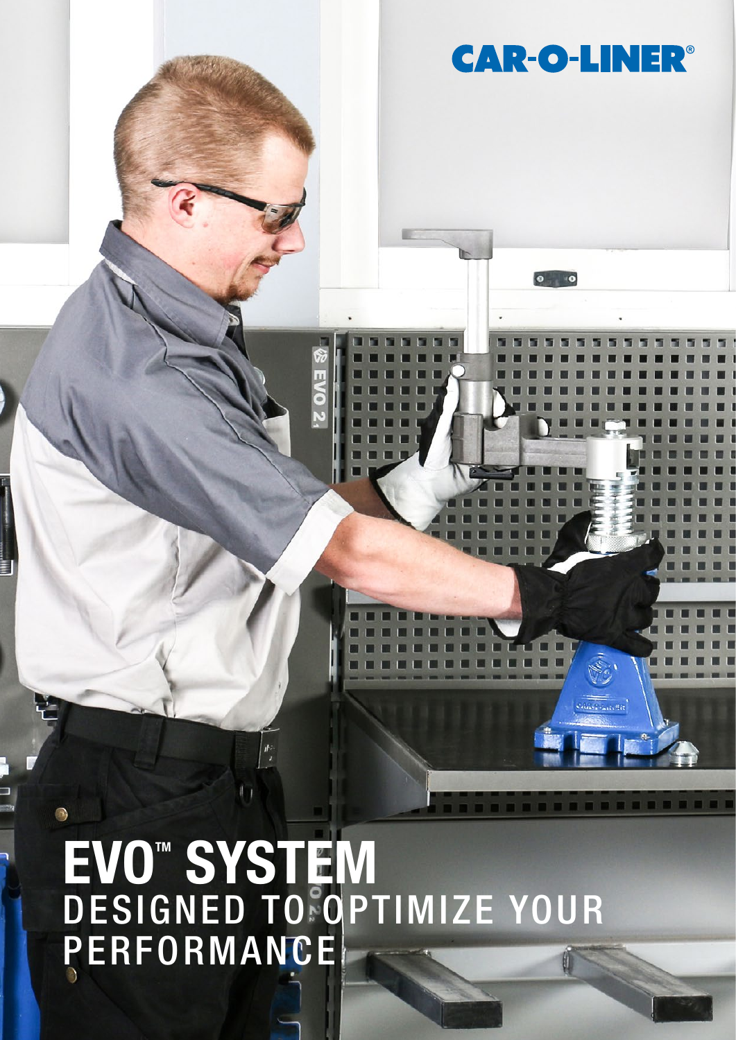CAR-O-LINER®

# EVO™ SYSTEM

## DESIGNED TO OPTIMIZE YOUR PERFORMANCE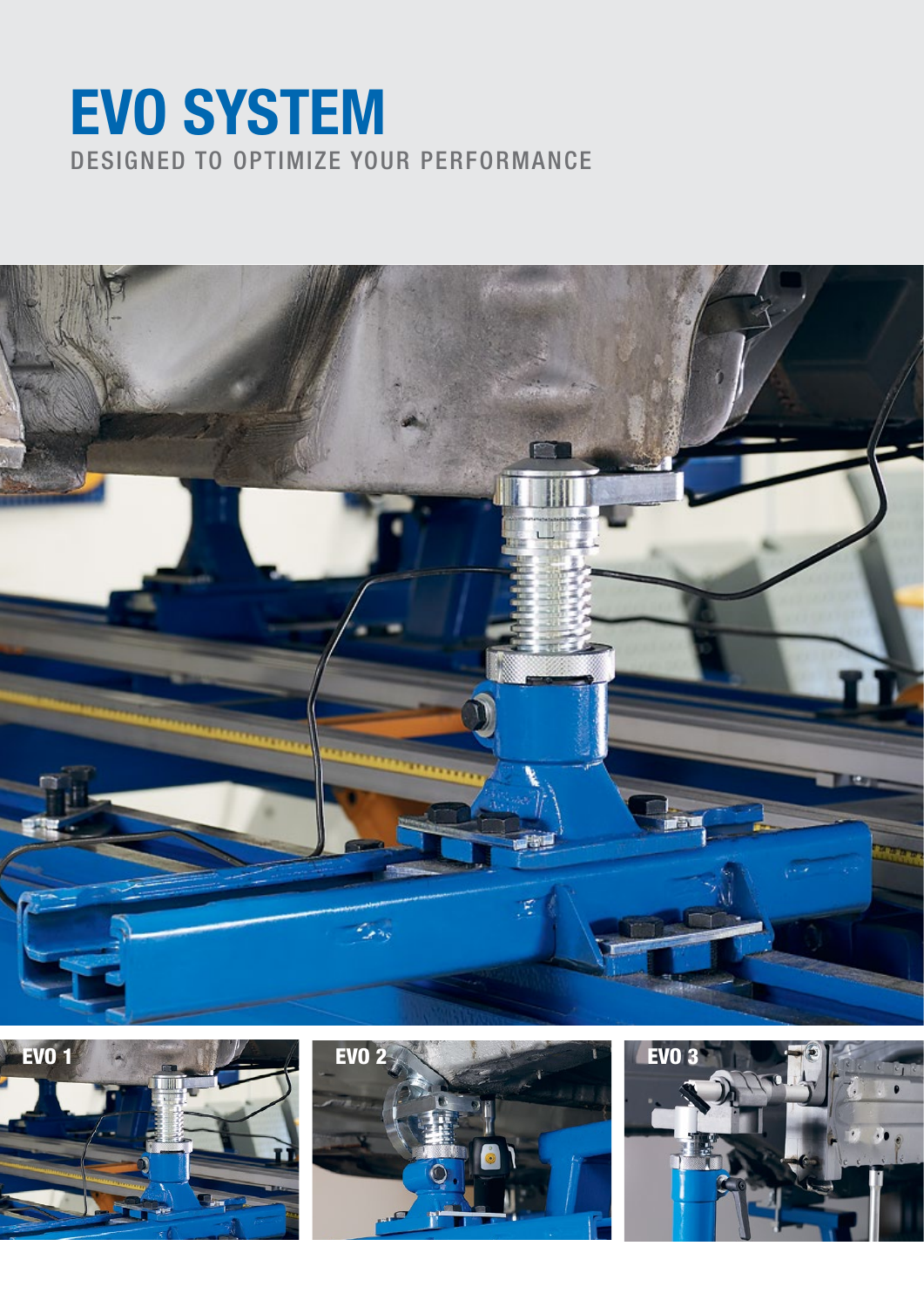# EVO SYSTEM

DESIGNED TO OPTIMIZE YOUR PERFORMANCE

EVO 1

EVO 2

EVO 3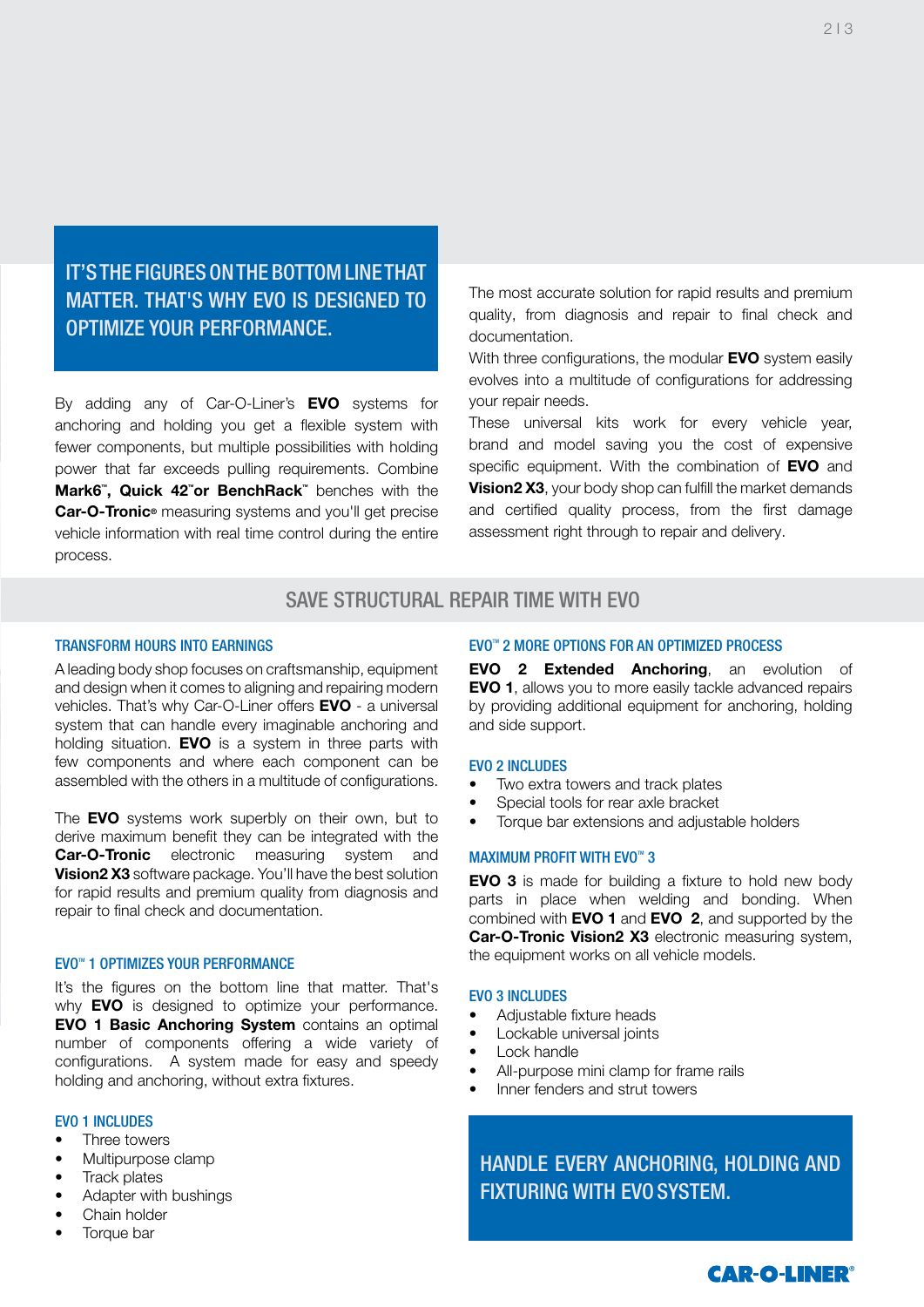## IT'S THE FIGURES ON THE BOTTOM LINE THAT MATTER. THAT'S WHY EVO IS DESIGNED TO OPTIMIZE YOUR PERFORMANCE.

By adding any of Car-O-Liner's **EVO** systems for anchoring and holding you get a flexible system with fewer components, but multiple possibilities with holding power that far exceeds pulling requirements. Combine **Mark6™, Quick 42™or BenchRack™** benches with the **Car-O-Tronic®** measuring systems and you'll get precise vehicle information with real time control during the entire process.

The most accurate solution for rapid results and premium quality, from diagnosis and repair to final check and documentation.

With three configurations, the modular **EVO** system easily evolves into a multitude of configurations for addressing your repair needs.

These universal kits work for every vehicle year, brand and model saving you the cost of expensive specific equipment. With the combination of **EVO** and **Vision2 X3**, your body shop can fulfill the market demands and certified quality process, from the first damage assessment right through to repair and delivery.

## SAVE STRUCTURAL REPAIR TIME WITH EVO

### TRANSFORM HOURS INTO EARNINGS

A leading body shop focuses on craftsmanship, equipment and design when it comes to aligning and repairing modern vehicles. That's why Car-O-Liner offers **EVO** - a universal system that can handle every imaginable anchoring and holding situation. **EVO** is a system in three parts with few components and where each component can be assembled with the others in a multitude of configurations.

The **EVO** systems work superbly on their own, but to derive maximum benefit they can be integrated with the **Car-O-Tronic** electronic measuring system and **Vision2 X3** software package. You'll have the best solution for rapid results and premium quality from diagnosis and repair to final check and documentation.

### EVO™ 1 OPTIMIZES YOUR PERFORMANCE

It's the figures on the bottom line that matter. That's why **EVO** is designed to optimize your performance. **EVO 1 Basic Anchoring System** contains an optimal number of components offering a wide variety of configurations. A system made for easy and speedy holding and anchoring, without extra fixtures.

### EVO 1 INCLUDES

- Three towers
- Multipurpose clamp
- Track plates
- Adapter with bushings
- Chain holder
- Torque bar

### EVO™ 2 MORE OPTIONS FOR AN OPTIMIZED PROCESS

**EVO 2 Extended Anchoring**, an evolution of **EVO 1**, allows you to more easily tackle advanced repairs by providing additional equipment for anchoring, holding and side support.

### EVO 2 INCLUDES

- Two extra towers and track plates
- Special tools for rear axle bracket
- Torque bar extensions and adjustable holders

### MAXIMUM PROFIT WITH EVO™ 3

**EVO 3** is made for building a fixture to hold new body parts in place when welding and bonding. When combined with **EVO 1** and **EVO 2**, and supported by the **Car-O-Tronic Vision2 X3** electronic measuring system, the equipment works on all vehicle models.

### EVO 3 INCLUDES

- Adjustable fixture heads
- Lockable universal joints
- Lock handle
- All-purpose mini clamp for frame rails
- Inner fenders and strut towers

## HANDLE EVERY ANCHORING, HOLDING AND FIXTURING WITH EVO SYSTEM.

CAR-O-LINER®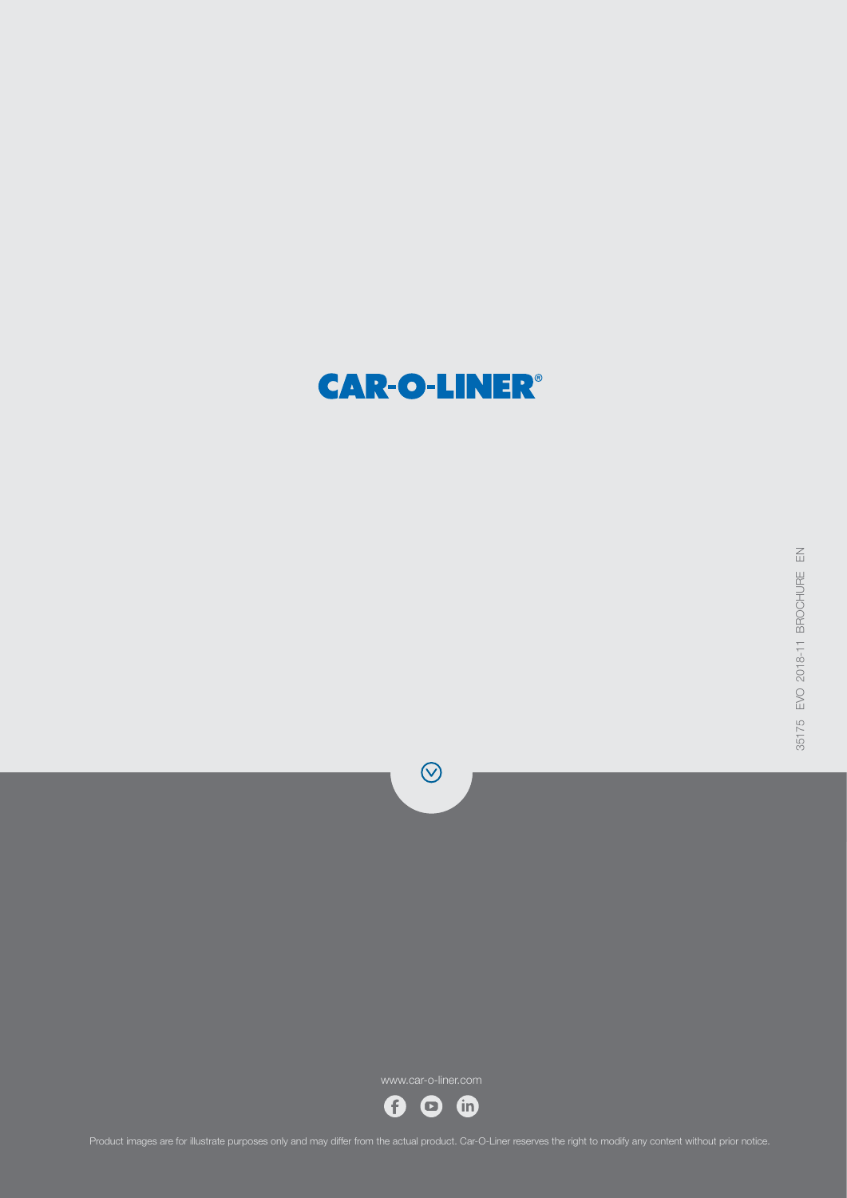CAR-O-LINER®

35175 EVO 2018-11 BROCHURE EN

www.car-o-liner.com

Product images are for illustrate purposes only and may differ from the actual product. Car-O-Liner reserves the right to modify any content without prior notice.